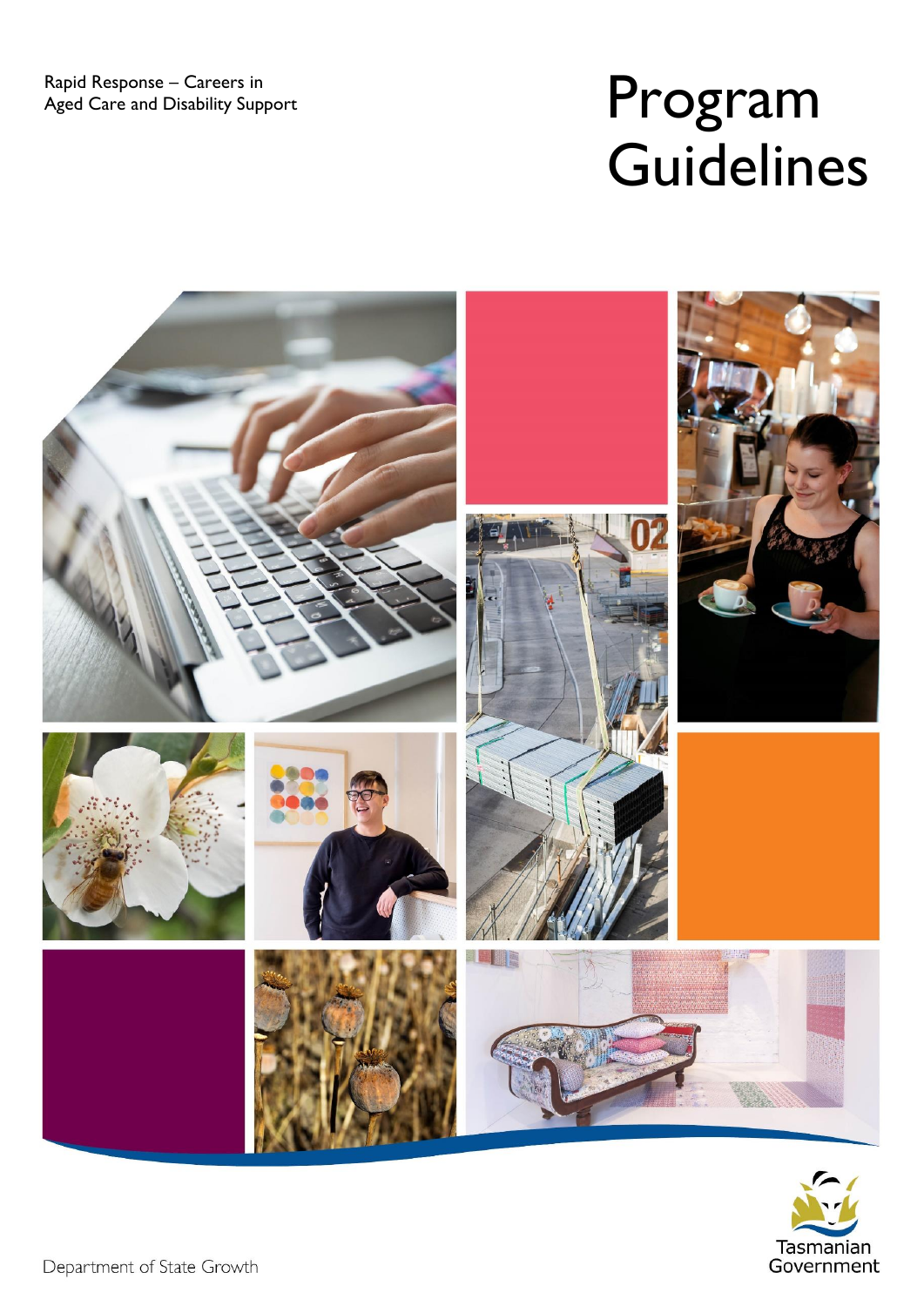Rapid Response – Careers in Aged Care and Disability Support

# Program Guidelines

Tasmanian Government

Department of State Growth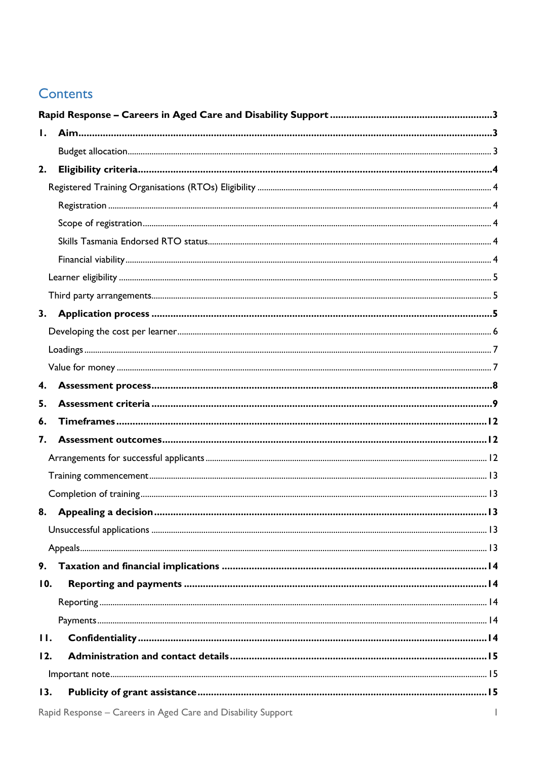# Contents

**Rapid Response – Careers in Aged Care and Disability Support** .......... **3**

**1. Aim** .......... **3**

- Budget allocation .......... 3

**2. Eligibility criteria** .......... **4**

- Registered Training Organisations (RTOs) Eligibility .......... 4
  - Registration .......... 4
  - Scope of registration .......... 4
  - Skills Tasmania Endorsed RTO status .......... 4
  - Financial viability .......... 4
- Learner eligibility .......... 5
- Third party arrangements .......... 5

**3. Application process** .......... **5**

- Developing the cost per learner .......... 6
- Loadings .......... 7
- Value for money .......... 7

**4. Assessment process** .......... **8**

**5. Assessment criteria** .......... **9**

**6. Timeframes** .......... **12**

**7. Assessment outcomes** .......... **12**

- Arrangements for successful applicants .......... 12
- Training commencement .......... 13
- Completion of training .......... 13

**8. Appealing a decision** .......... **13**

- Unsuccessful applications .......... 13
- Appeals .......... 13

**9. Taxation and financial implications** .......... **14**

**10. Reporting and payments** .......... **14**

- Reporting .......... 14
- Payments .......... 14

**11. Confidentiality** .......... **14**

**12. Administration and contact details** .......... **15**

- Important note .......... 15

**13. Publicity of grant assistance** .......... **15**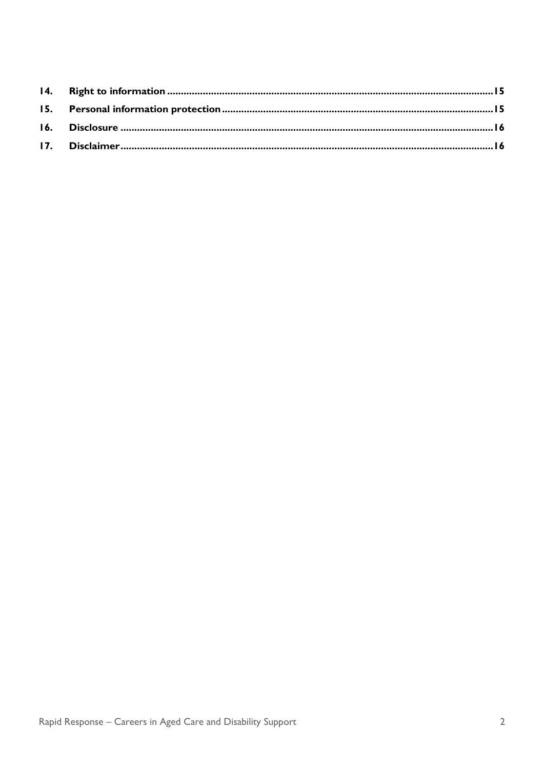| | | |
|---|---|---|
| **14.** | **Right to information** | **15** |
| **15.** | **Personal information protection** | **15** |
| **16.** | **Disclosure** | **16** |
| **17.** | **Disclaimer** | **16** |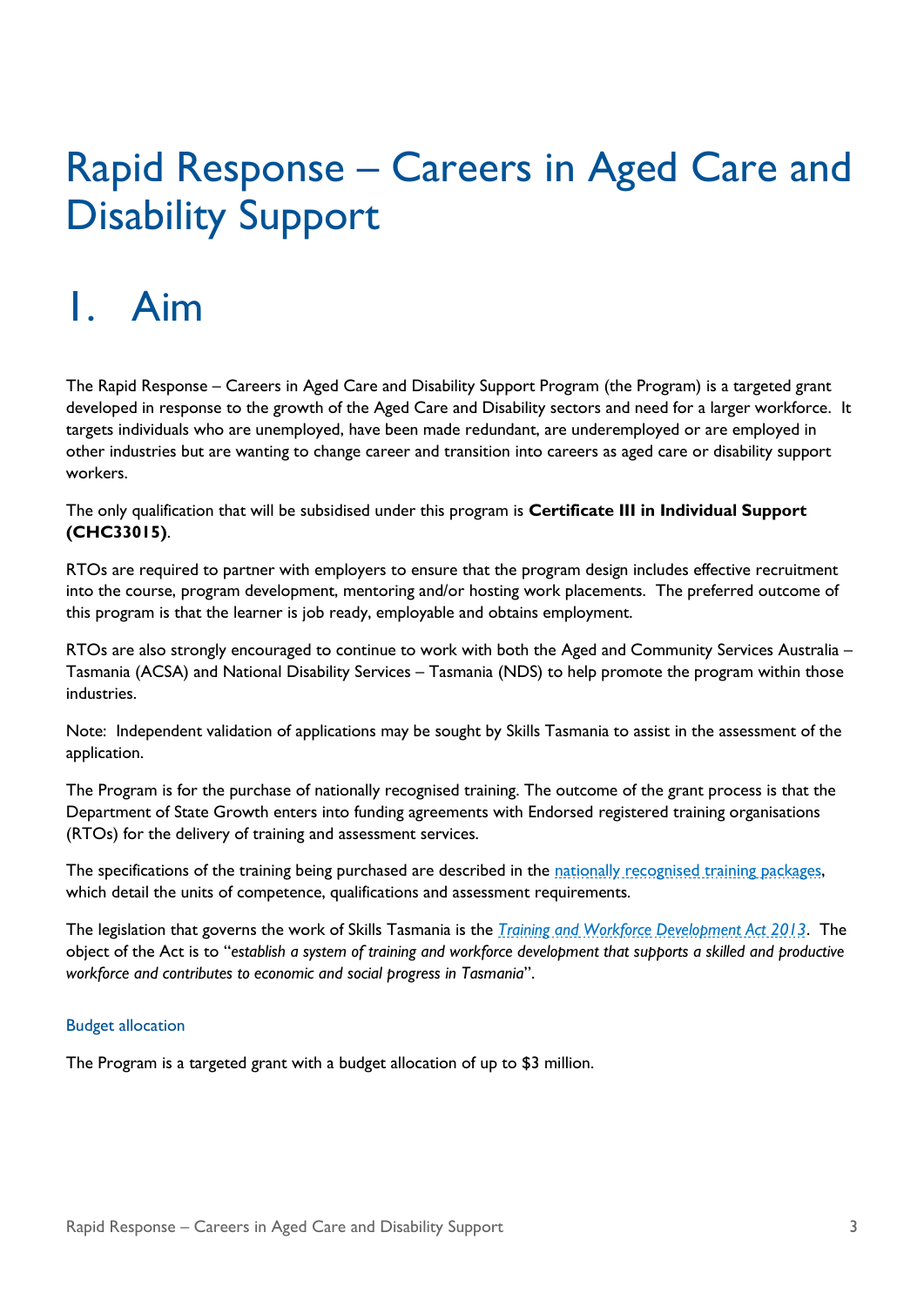# Rapid Response – Careers in Aged Care and Disability Support

# 1. Aim

The Rapid Response – Careers in Aged Care and Disability Support Program (the Program) is a targeted grant developed in response to the growth of the Aged Care and Disability sectors and need for a larger workforce. It targets individuals who are unemployed, have been made redundant, are underemployed or are employed in other industries but are wanting to change career and transition into careers as aged care or disability support workers.

The only qualification that will be subsidised under this program is **Certificate III in Individual Support (CHC33015)**.

RTOs are required to partner with employers to ensure that the program design includes effective recruitment into the course, program development, mentoring and/or hosting work placements. The preferred outcome of this program is that the learner is job ready, employable and obtains employment.

RTOs are also strongly encouraged to continue to work with both the Aged and Community Services Australia – Tasmania (ACSA) and National Disability Services – Tasmania (NDS) to help promote the program within those industries.

Note: Independent validation of applications may be sought by Skills Tasmania to assist in the assessment of the application.

The Program is for the purchase of nationally recognised training. The outcome of the grant process is that the Department of State Growth enters into funding agreements with Endorsed registered training organisations (RTOs) for the delivery of training and assessment services.

The specifications of the training being purchased are described in the nationally recognised training packages, which detail the units of competence, qualifications and assessment requirements.

The legislation that governs the work of Skills Tasmania is the *Training and Workforce Development Act 2013*. The object of the Act is to "*establish a system of training and workforce development that supports a skilled and productive workforce and contributes to economic and social progress in Tasmania*".

### Budget allocation

The Program is a targeted grant with a budget allocation of up to $3 million.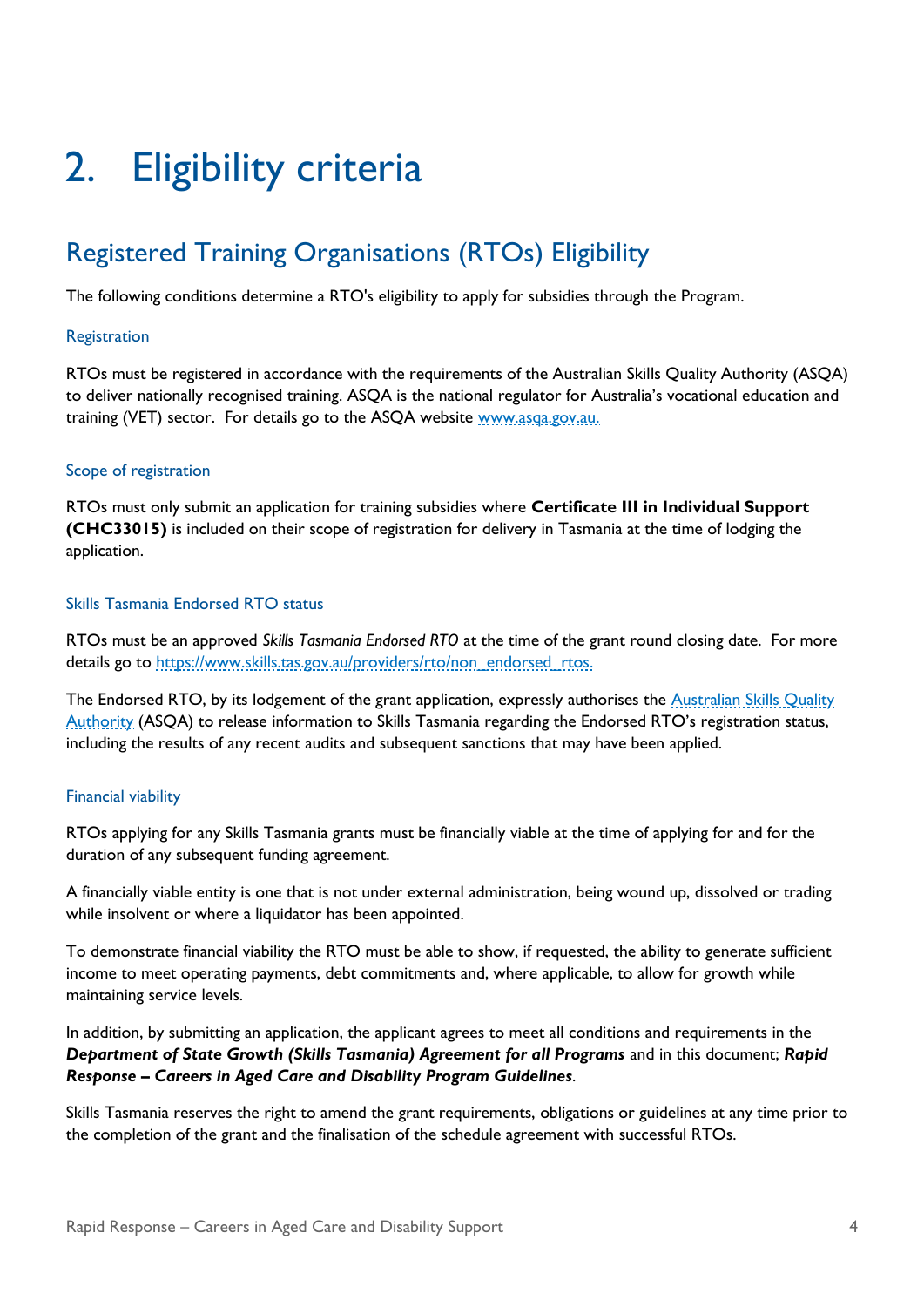# 2. Eligibility criteria

## Registered Training Organisations (RTOs) Eligibility

The following conditions determine a RTO's eligibility to apply for subsidies through the Program.

### Registration

RTOs must be registered in accordance with the requirements of the Australian Skills Quality Authority (ASQA) to deliver nationally recognised training. ASQA is the national regulator for Australia's vocational education and training (VET) sector. For details go to the ASQA website [www.asqa.gov.au.](www.asqa.gov.au)

### Scope of registration

RTOs must only submit an application for training subsidies where **Certificate III in Individual Support (CHC33015)** is included on their scope of registration for delivery in Tasmania at the time of lodging the application.

### Skills Tasmania Endorsed RTO status

RTOs must be an approved *Skills Tasmania Endorsed RTO* at the time of the grant round closing date. For more details go to [https://www.skills.tas.gov.au/providers/rto/non_endorsed_rtos.](https://www.skills.tas.gov.au/providers/rto/non_endorsed_rtos)

The Endorsed RTO, by its lodgement of the grant application, expressly authorises the Australian Skills Quality Authority (ASQA) to release information to Skills Tasmania regarding the Endorsed RTO's registration status, including the results of any recent audits and subsequent sanctions that may have been applied.

### Financial viability

RTOs applying for any Skills Tasmania grants must be financially viable at the time of applying for and for the duration of any subsequent funding agreement.

A financially viable entity is one that is not under external administration, being wound up, dissolved or trading while insolvent or where a liquidator has been appointed.

To demonstrate financial viability the RTO must be able to show, if requested, the ability to generate sufficient income to meet operating payments, debt commitments and, where applicable, to allow for growth while maintaining service levels.

In addition, by submitting an application, the applicant agrees to meet all conditions and requirements in the ***Department of State Growth (Skills Tasmania) Agreement for all Programs*** and in this document; ***Rapid Response – Careers in Aged Care and Disability Program Guidelines***.

Skills Tasmania reserves the right to amend the grant requirements, obligations or guidelines at any time prior to the completion of the grant and the finalisation of the schedule agreement with successful RTOs.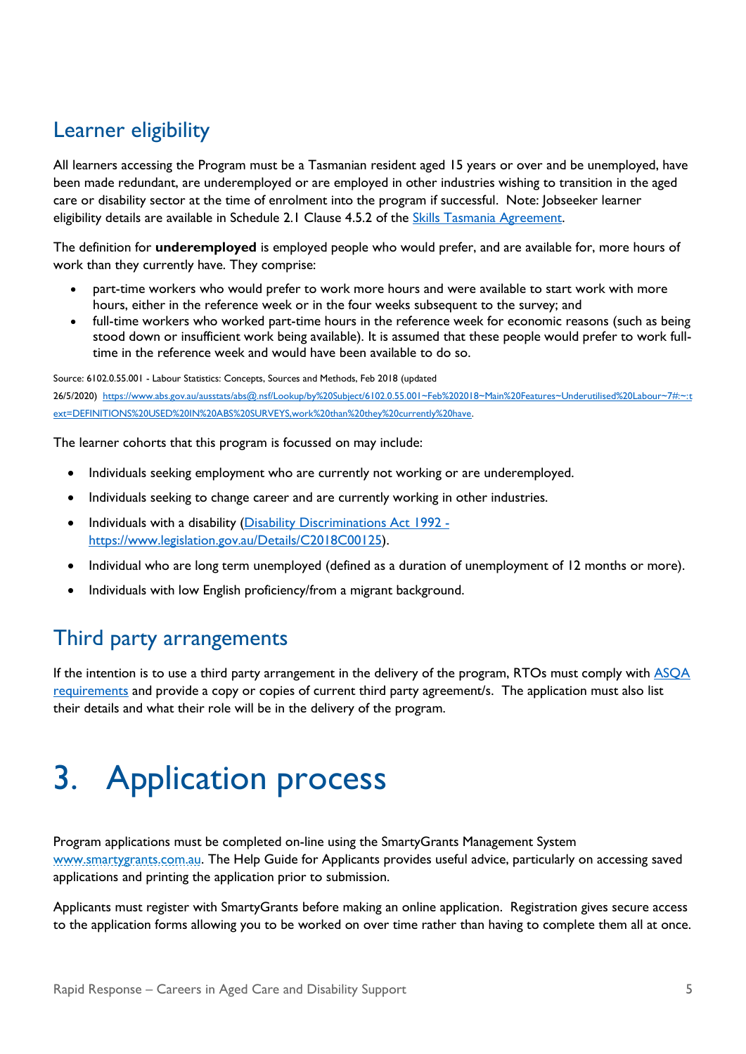## Learner eligibility

All learners accessing the Program must be a Tasmanian resident aged 15 years or over and be unemployed, have been made redundant, are underemployed or are employed in other industries wishing to transition in the aged care or disability sector at the time of enrolment into the program if successful. Note: Jobseeker learner eligibility details are available in Schedule 2.1 Clause 4.5.2 of the [Skills Tasmania Agreement](#).

The definition for **underemployed** is employed people who would prefer, and are available for, more hours of work than they currently have. They comprise:

- part-time workers who would prefer to work more hours and were available to start work with more hours, either in the reference week or in the four weeks subsequent to the survey; and
- full-time workers who worked part-time hours in the reference week for economic reasons (such as being stood down or insufficient work being available). It is assumed that these people would prefer to work full-time in the reference week and would have been available to do so.

Source: 6102.0.55.001 - Labour Statistics: Concepts, Sources and Methods, Feb 2018 (updated 26/5/2020) https://www.abs.gov.au/ausstats/abs@.nsf/Lookup/by%20Subject/6102.0.55.001~Feb%202018~Main%20Features~Underutilised%20Labour~7#:~:text=DEFINITIONS%20USED%20IN%20ABS%20SURVEYS,work%20than%20they%20currently%20have.

The learner cohorts that this program is focussed on may include:

- Individuals seeking employment who are currently not working or are underemployed.
- Individuals seeking to change career and are currently working in other industries.
- Individuals with a disability ([Disability Discriminations Act 1992 - https://www.legislation.gov.au/Details/C2018C00125](https://www.legislation.gov.au/Details/C2018C00125)).
- Individual who are long term unemployed (defined as a duration of unemployment of 12 months or more).
- Individuals with low English proficiency/from a migrant background.

## Third party arrangements

If the intention is to use a third party arrangement in the delivery of the program, RTOs must comply with [ASQA requirements](#) and provide a copy or copies of current third party agreement/s. The application must also list their details and what their role will be in the delivery of the program.

# 3. Application process

Program applications must be completed on-line using the SmartyGrants Management System [www.smartygrants.com.au](http://www.smartygrants.com.au). The Help Guide for Applicants provides useful advice, particularly on accessing saved applications and printing the application prior to submission.

Applicants must register with SmartyGrants before making an online application. Registration gives secure access to the application forms allowing you to be worked on over time rather than having to complete them all at once.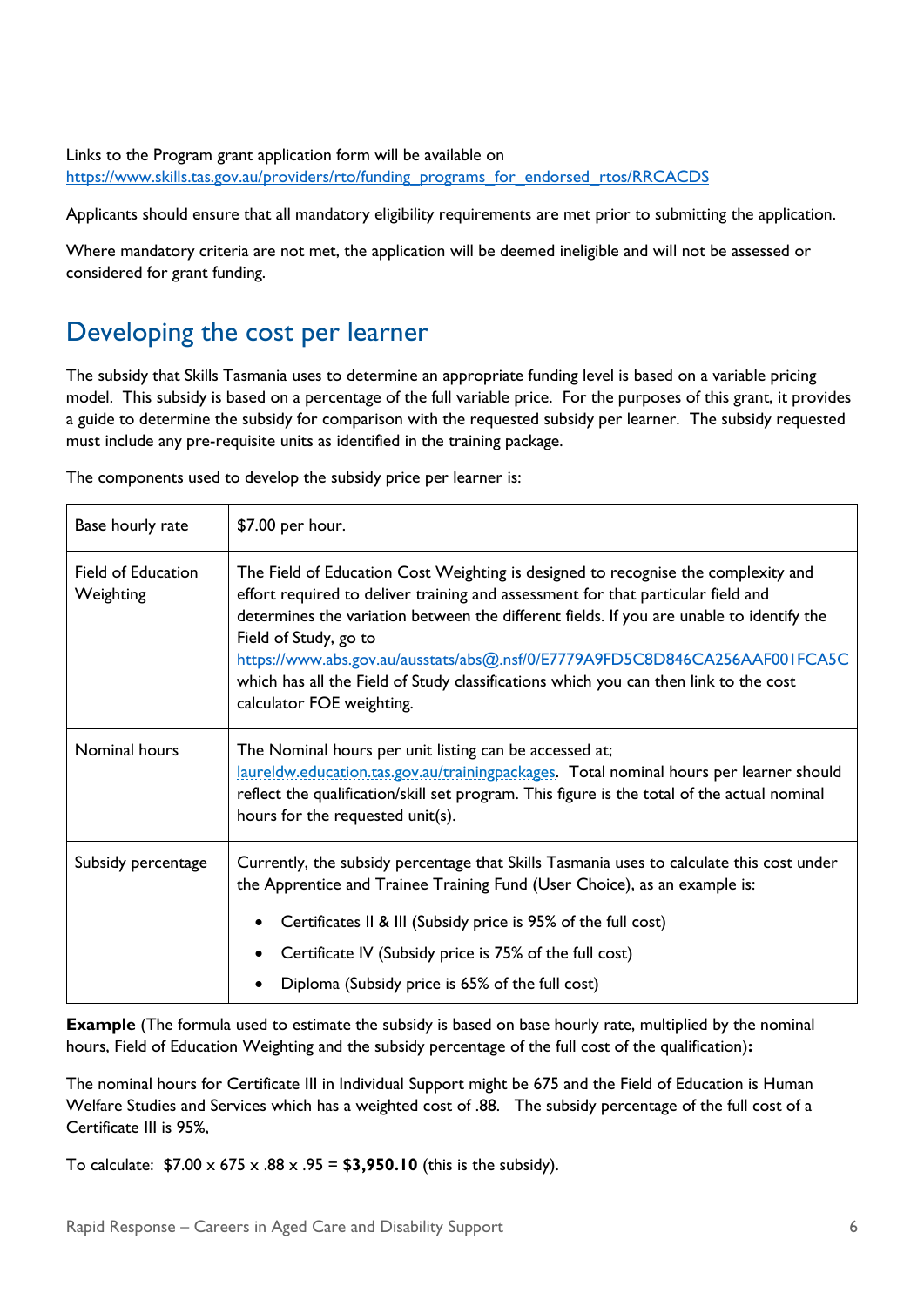Links to the Program grant application form will be available on https://www.skills.tas.gov.au/providers/rto/funding_programs_for_endorsed_rtos/RRCACDS

Applicants should ensure that all mandatory eligibility requirements are met prior to submitting the application.

Where mandatory criteria are not met, the application will be deemed ineligible and will not be assessed or considered for grant funding.

## Developing the cost per learner

The subsidy that Skills Tasmania uses to determine an appropriate funding level is based on a variable pricing model. This subsidy is based on a percentage of the full variable price. For the purposes of this grant, it provides a guide to determine the subsidy for comparison with the requested subsidy per learner. The subsidy requested must include any pre-requisite units as identified in the training package.

The components used to develop the subsidy price per learner is:

| | |
|---|---|
| Base hourly rate | $7.00 per hour. |
| Field of Education Weighting | The Field of Education Cost Weighting is designed to recognise the complexity and effort required to deliver training and assessment for that particular field and determines the variation between the different fields. If you are unable to identify the Field of Study, go to https://www.abs.gov.au/ausstats/abs@.nsf/0/E7779A9FD5C8D846CA256AAF001FCA5C which has all the Field of Study classifications which you can then link to the cost calculator FOE weighting. |
| Nominal hours | The Nominal hours per unit listing can be accessed at; laureldw.education.tas.gov.au/trainingpackages. Total nominal hours per learner should reflect the qualification/skill set program. This figure is the total of the actual nominal hours for the requested unit(s). |
| Subsidy percentage | Currently, the subsidy percentage that Skills Tasmania uses to calculate this cost under the Apprentice and Trainee Training Fund (User Choice), as an example is:<br>• Certificates II & III (Subsidy price is 95% of the full cost)<br>• Certificate IV (Subsidy price is 75% of the full cost)<br>• Diploma (Subsidy price is 65% of the full cost) |

**Example** (The formula used to estimate the subsidy is based on base hourly rate, multiplied by the nominal hours, Field of Education Weighting and the subsidy percentage of the full cost of the qualification)**:**

The nominal hours for Certificate III in Individual Support might be 675 and the Field of Education is Human Welfare Studies and Services which has a weighted cost of .88. The subsidy percentage of the full cost of a Certificate III is 95%,

To calculate: $7.00 x 675 x .88 x .95 = **$3,950.10** (this is the subsidy).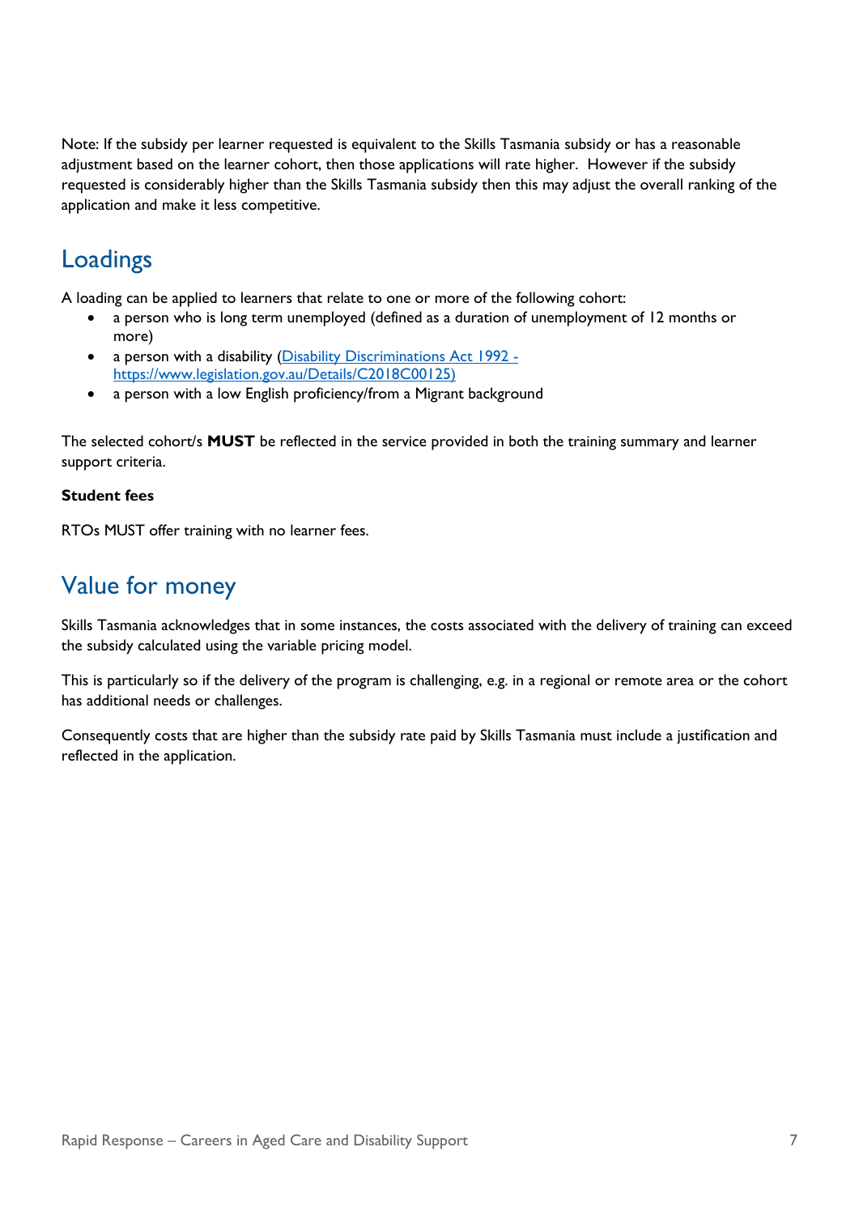Note: If the subsidy per learner requested is equivalent to the Skills Tasmania subsidy or has a reasonable adjustment based on the learner cohort, then those applications will rate higher. However if the subsidy requested is considerably higher than the Skills Tasmania subsidy then this may adjust the overall ranking of the application and make it less competitive.

## Loadings

A loading can be applied to learners that relate to one or more of the following cohort:

- a person who is long term unemployed (defined as a duration of unemployment of 12 months or more)
- a person with a disability ([Disability Discriminations Act 1992 - https://www.legislation.gov.au/Details/C2018C00125)](https://www.legislation.gov.au/Details/C2018C00125)
- a person with a low English proficiency/from a Migrant background

The selected cohort/s **MUST** be reflected in the service provided in both the training summary and learner support criteria.

**Student fees**

RTOs MUST offer training with no learner fees.

## Value for money

Skills Tasmania acknowledges that in some instances, the costs associated with the delivery of training can exceed the subsidy calculated using the variable pricing model.

This is particularly so if the delivery of the program is challenging, e.g. in a regional or remote area or the cohort has additional needs or challenges.

Consequently costs that are higher than the subsidy rate paid by Skills Tasmania must include a justification and reflected in the application.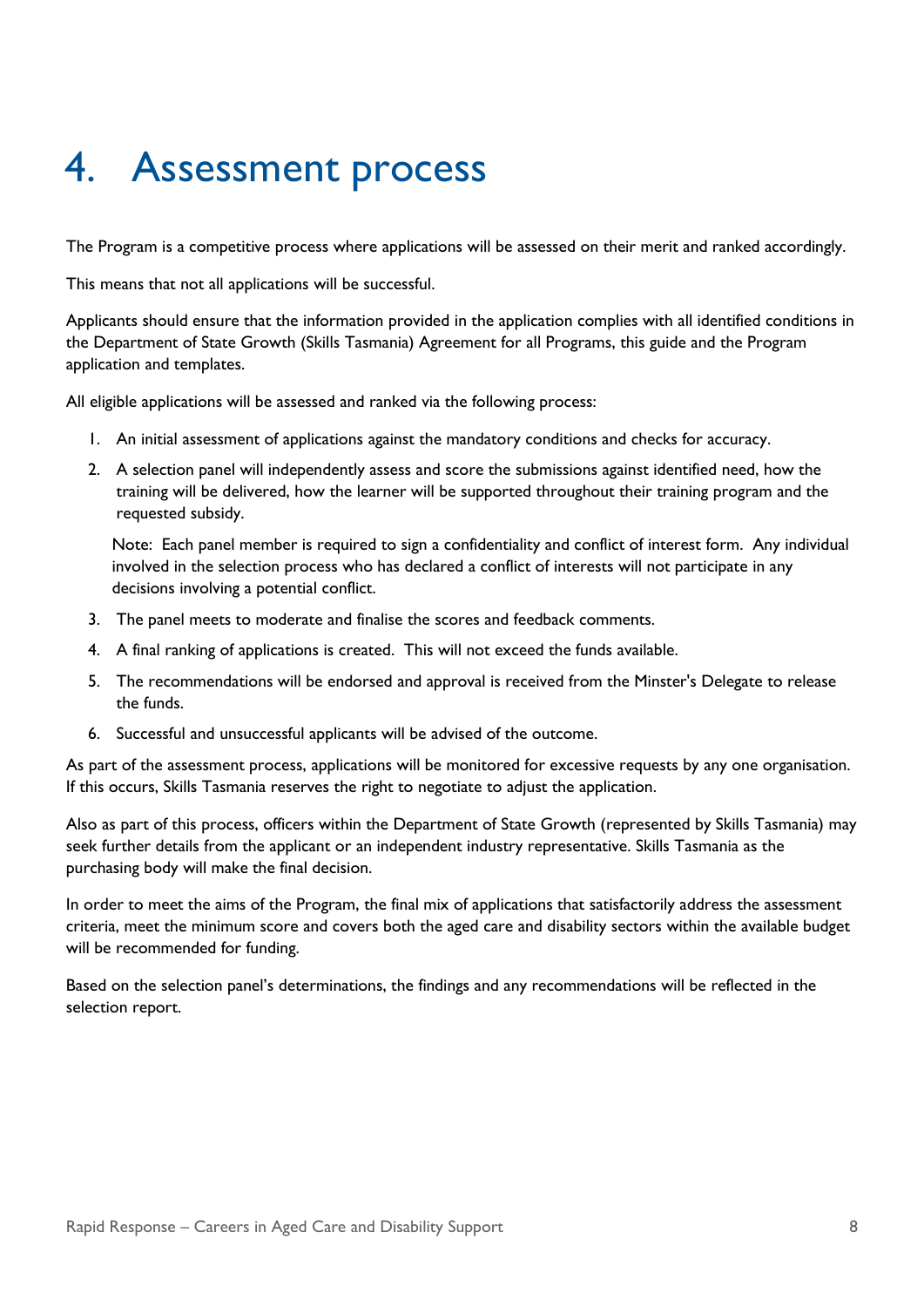# 4. Assessment process

The Program is a competitive process where applications will be assessed on their merit and ranked accordingly.

This means that not all applications will be successful.

Applicants should ensure that the information provided in the application complies with all identified conditions in the Department of State Growth (Skills Tasmania) Agreement for all Programs, this guide and the Program application and templates.

All eligible applications will be assessed and ranked via the following process:

1. An initial assessment of applications against the mandatory conditions and checks for accuracy.
2. A selection panel will independently assess and score the submissions against identified need, how the training will be delivered, how the learner will be supported throughout their training program and the requested subsidy.

   Note: Each panel member is required to sign a confidentiality and conflict of interest form. Any individual involved in the selection process who has declared a conflict of interests will not participate in any decisions involving a potential conflict.

3. The panel meets to moderate and finalise the scores and feedback comments.
4. A final ranking of applications is created. This will not exceed the funds available.
5. The recommendations will be endorsed and approval is received from the Minster's Delegate to release the funds.
6. Successful and unsuccessful applicants will be advised of the outcome.

As part of the assessment process, applications will be monitored for excessive requests by any one organisation. If this occurs, Skills Tasmania reserves the right to negotiate to adjust the application.

Also as part of this process, officers within the Department of State Growth (represented by Skills Tasmania) may seek further details from the applicant or an independent industry representative. Skills Tasmania as the purchasing body will make the final decision.

In order to meet the aims of the Program, the final mix of applications that satisfactorily address the assessment criteria, meet the minimum score and covers both the aged care and disability sectors within the available budget will be recommended for funding.

Based on the selection panel's determinations, the findings and any recommendations will be reflected in the selection report.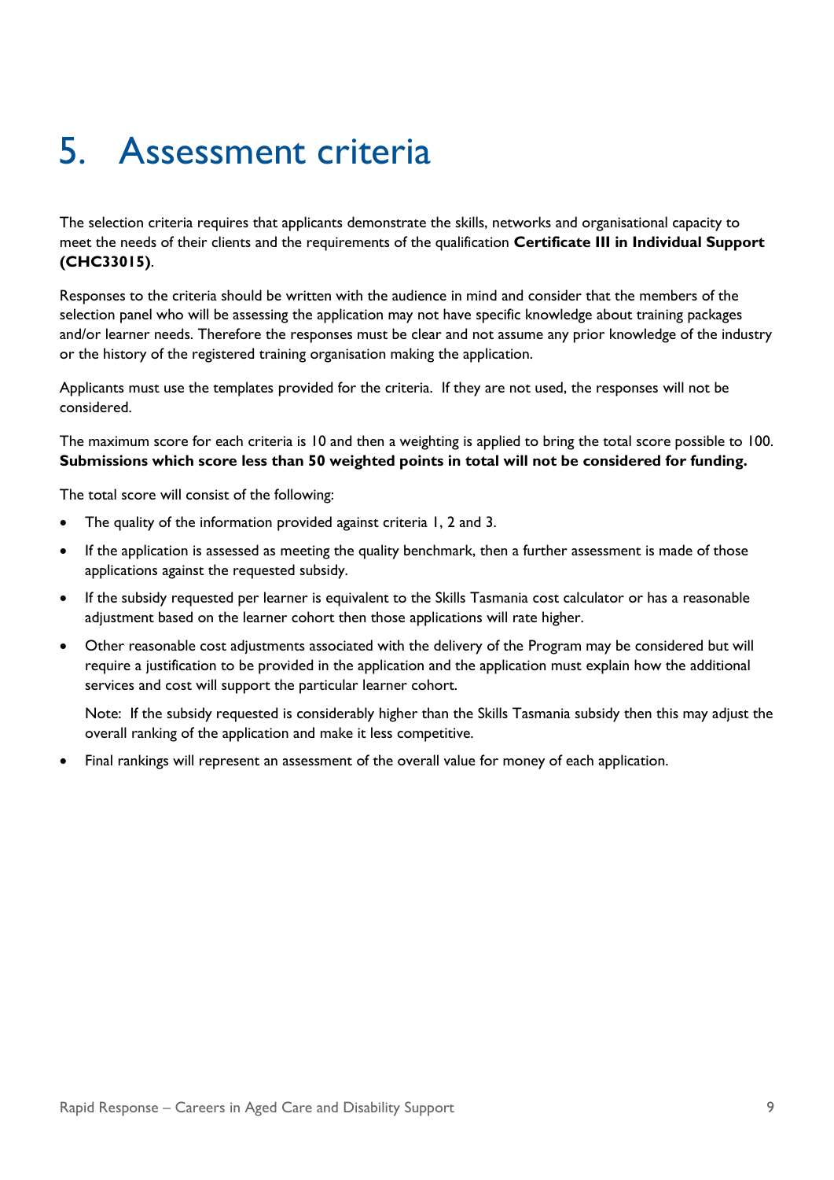# 5. Assessment criteria

The selection criteria requires that applicants demonstrate the skills, networks and organisational capacity to meet the needs of their clients and the requirements of the qualification **Certificate III in Individual Support (CHC33015)**.

Responses to the criteria should be written with the audience in mind and consider that the members of the selection panel who will be assessing the application may not have specific knowledge about training packages and/or learner needs. Therefore the responses must be clear and not assume any prior knowledge of the industry or the history of the registered training organisation making the application.

Applicants must use the templates provided for the criteria. If they are not used, the responses will not be considered.

The maximum score for each criteria is 10 and then a weighting is applied to bring the total score possible to 100. **Submissions which score less than 50 weighted points in total will not be considered for funding.**

The total score will consist of the following:

- The quality of the information provided against criteria 1, 2 and 3.
- If the application is assessed as meeting the quality benchmark, then a further assessment is made of those applications against the requested subsidy.
- If the subsidy requested per learner is equivalent to the Skills Tasmania cost calculator or has a reasonable adjustment based on the learner cohort then those applications will rate higher.
- Other reasonable cost adjustments associated with the delivery of the Program may be considered but will require a justification to be provided in the application and the application must explain how the additional services and cost will support the particular learner cohort.

  Note: If the subsidy requested is considerably higher than the Skills Tasmania subsidy then this may adjust the overall ranking of the application and make it less competitive.
- Final rankings will represent an assessment of the overall value for money of each application.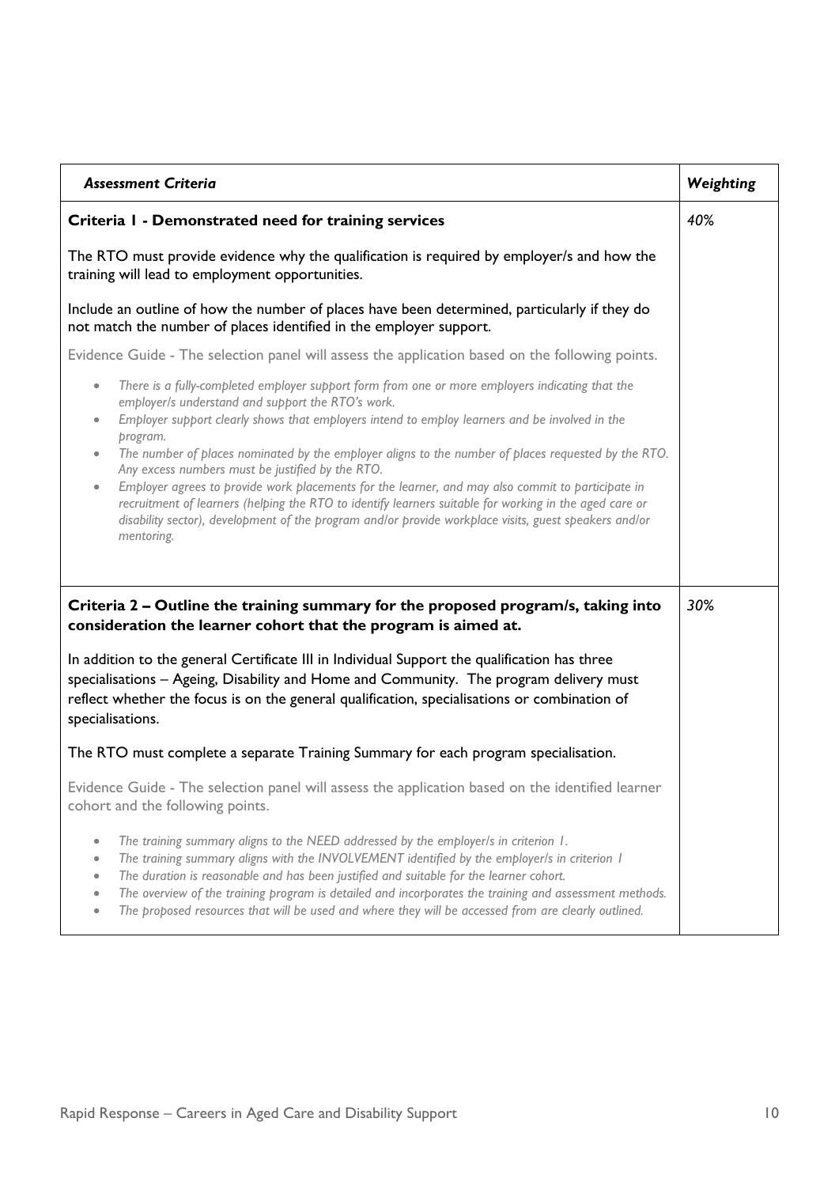| *Assessment Criteria* | *Weighting* |
|---|---|
| **Criteria 1 - Demonstrated need for training services**<br><br>The RTO must provide evidence why the qualification is required by employer/s and how the training will lead to employment opportunities.<br><br>Include an outline of how the number of places have been determined, particularly if they do not match the number of places identified in the employer support.<br><br>Evidence Guide - The selection panel will assess the application based on the following points.<br><br>• *There is a fully-completed employer support form from one or more employers indicating that the employer/s understand and support the RTO's work.*<br>• *Employer support clearly shows that employers intend to employ learners and be involved in the program.*<br>• *The number of places nominated by the employer aligns to the number of places requested by the RTO. Any excess numbers must be justified by the RTO.*<br>• *Employer agrees to provide work placements for the learner, and may also commit to participate in recruitment of learners (helping the RTO to identify learners suitable for working in the aged care or disability sector), development of the program and/or provide workplace visits, guest speakers and/or mentoring.* | *40%* |
| **Criteria 2 – Outline the training summary for the proposed program/s, taking into consideration the learner cohort that the program is aimed at.**<br><br>In addition to the general Certificate III in Individual Support the qualification has three specialisations – Ageing, Disability and Home and Community. The program delivery must reflect whether the focus is on the general qualification, specialisations or combination of specialisations.<br><br>The RTO must complete a separate Training Summary for each program specialisation.<br><br>Evidence Guide - The selection panel will assess the application based on the identified learner cohort and the following points.<br><br>• *The training summary aligns to the NEED addressed by the employer/s in criterion 1.*<br>• *The training summary aligns with the INVOLVEMENT identified by the employer/s in criterion 1*<br>• *The duration is reasonable and has been justified and suitable for the learner cohort.*<br>• *The overview of the training program is detailed and incorporates the training and assessment methods.*<br>• *The proposed resources that will be used and where they will be accessed from are clearly outlined.* | *30%* |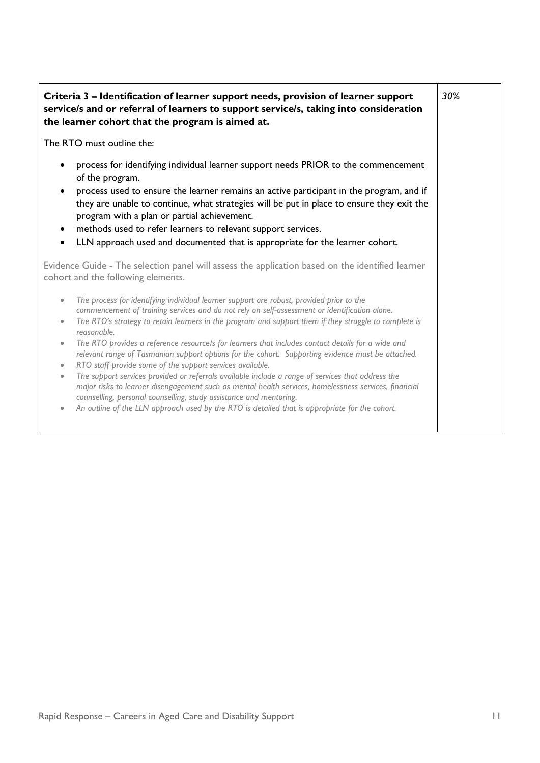| **Criteria 3 – Identification of learner support needs, provision of learner support service/s and or referral of learners to support service/s, taking into consideration the learner cohort that the program is aimed at.**<br><br>The RTO must outline the:<br><br>• process for identifying individual learner support needs PRIOR to the commencement of the program.<br>• process used to ensure the learner remains an active participant in the program, and if they are unable to continue, what strategies will be put in place to ensure they exit the program with a plan or partial achievement.<br>• methods used to refer learners to relevant support services.<br>• LLN approach used and documented that is appropriate for the learner cohort.<br><br>Evidence Guide - The selection panel will assess the application based on the identified learner cohort and the following elements.<br><br>• *The process for identifying individual learner support are robust, provided prior to the commencement of training services and do not rely on self-assessment or identification alone.*<br>• *The RTO's strategy to retain learners in the program and support them if they struggle to complete is reasonable.*<br>• *The RTO provides a reference resource/s for learners that includes contact details for a wide and relevant range of Tasmanian support options for the cohort. Supporting evidence must be attached.*<br>• *RTO staff provide some of the support services available.*<br>• *The support services provided or referrals available include a range of services that address the major risks to learner disengagement such as mental health services, homelessness services, financial counselling, personal counselling, study assistance and mentoring.*<br>• *An outline of the LLN approach used by the RTO is detailed that is appropriate for the cohort.* | *30%* |
|---|---|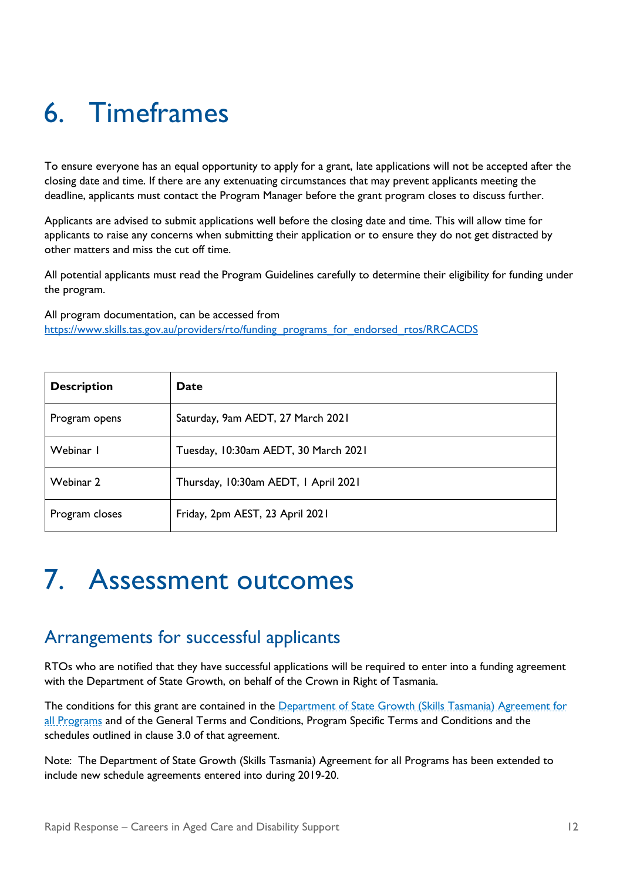# 6. Timeframes

To ensure everyone has an equal opportunity to apply for a grant, late applications will not be accepted after the closing date and time. If there are any extenuating circumstances that may prevent applicants meeting the deadline, applicants must contact the Program Manager before the grant program closes to discuss further.

Applicants are advised to submit applications well before the closing date and time. This will allow time for applicants to raise any concerns when submitting their application or to ensure they do not get distracted by other matters and miss the cut off time.

All potential applicants must read the Program Guidelines carefully to determine their eligibility for funding under the program.

All program documentation, can be accessed from https://www.skills.tas.gov.au/providers/rto/funding_programs_for_endorsed_rtos/RRCACDS

| Description | Date |
|---|---|
| Program opens | Saturday, 9am AEDT, 27 March 2021 |
| Webinar 1 | Tuesday, 10:30am AEDT, 30 March 2021 |
| Webinar 2 | Thursday, 10:30am AEDT, 1 April 2021 |
| Program closes | Friday, 2pm AEST, 23 April 2021 |

# 7. Assessment outcomes

## Arrangements for successful applicants

RTOs who are notified that they have successful applications will be required to enter into a funding agreement with the Department of State Growth, on behalf of the Crown in Right of Tasmania.

The conditions for this grant are contained in the Department of State Growth (Skills Tasmania) Agreement for all Programs and of the General Terms and Conditions, Program Specific Terms and Conditions and the schedules outlined in clause 3.0 of that agreement.

Note: The Department of State Growth (Skills Tasmania) Agreement for all Programs has been extended to include new schedule agreements entered into during 2019-20.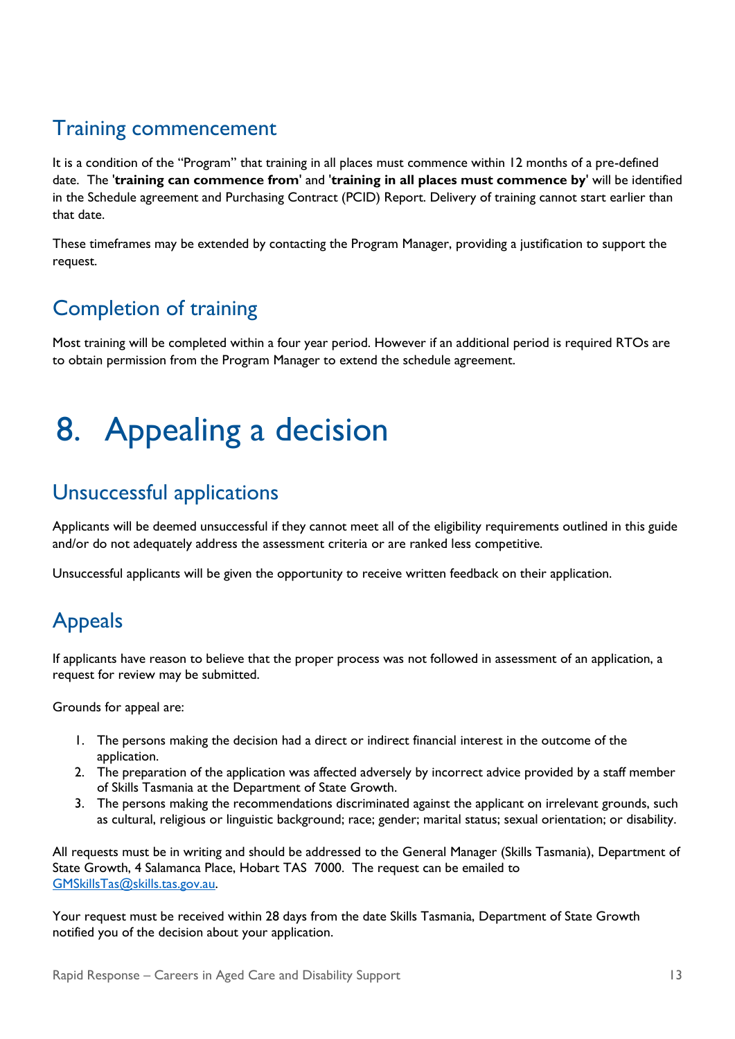## Training commencement

It is a condition of the "Program" that training in all places must commence within 12 months of a pre-defined date. The '**training can commence from**' and '**training in all places must commence by**' will be identified in the Schedule agreement and Purchasing Contract (PCID) Report. Delivery of training cannot start earlier than that date.

These timeframes may be extended by contacting the Program Manager, providing a justification to support the request.

## Completion of training

Most training will be completed within a four year period. However if an additional period is required RTOs are to obtain permission from the Program Manager to extend the schedule agreement.

# 8. Appealing a decision

## Unsuccessful applications

Applicants will be deemed unsuccessful if they cannot meet all of the eligibility requirements outlined in this guide and/or do not adequately address the assessment criteria or are ranked less competitive.

Unsuccessful applicants will be given the opportunity to receive written feedback on their application.

## Appeals

If applicants have reason to believe that the proper process was not followed in assessment of an application, a request for review may be submitted.

Grounds for appeal are:

1. The persons making the decision had a direct or indirect financial interest in the outcome of the application.
2. The preparation of the application was affected adversely by incorrect advice provided by a staff member of Skills Tasmania at the Department of State Growth.
3. The persons making the recommendations discriminated against the applicant on irrelevant grounds, such as cultural, religious or linguistic background; race; gender; marital status; sexual orientation; or disability.

All requests must be in writing and should be addressed to the General Manager (Skills Tasmania), Department of State Growth, 4 Salamanca Place, Hobart TAS 7000. The request can be emailed to GMSkillsTas@skills.tas.gov.au.

Your request must be received within 28 days from the date Skills Tasmania, Department of State Growth notified you of the decision about your application.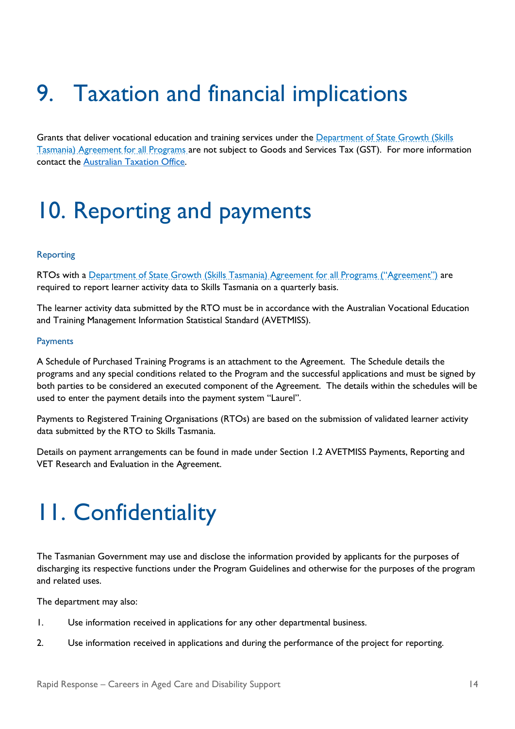# 9. Taxation and financial implications

Grants that deliver vocational education and training services under the Department of State Growth (Skills Tasmania) Agreement for all Programs are not subject to Goods and Services Tax (GST). For more information contact the Australian Taxation Office.

# 10. Reporting and payments

### Reporting

RTOs with a Department of State Growth (Skills Tasmania) Agreement for all Programs ("Agreement") are required to report learner activity data to Skills Tasmania on a quarterly basis.

The learner activity data submitted by the RTO must be in accordance with the Australian Vocational Education and Training Management Information Statistical Standard (AVETMISS).

### Payments

A Schedule of Purchased Training Programs is an attachment to the Agreement. The Schedule details the programs and any special conditions related to the Program and the successful applications and must be signed by both parties to be considered an executed component of the Agreement. The details within the schedules will be used to enter the payment details into the payment system "Laurel".

Payments to Registered Training Organisations (RTOs) are based on the submission of validated learner activity data submitted by the RTO to Skills Tasmania.

Details on payment arrangements can be found in made under Section 1.2 AVETMISS Payments, Reporting and VET Research and Evaluation in the Agreement.

# 11. Confidentiality

The Tasmanian Government may use and disclose the information provided by applicants for the purposes of discharging its respective functions under the Program Guidelines and otherwise for the purposes of the program and related uses.

The department may also:

1. Use information received in applications for any other departmental business.
2. Use information received in applications and during the performance of the project for reporting.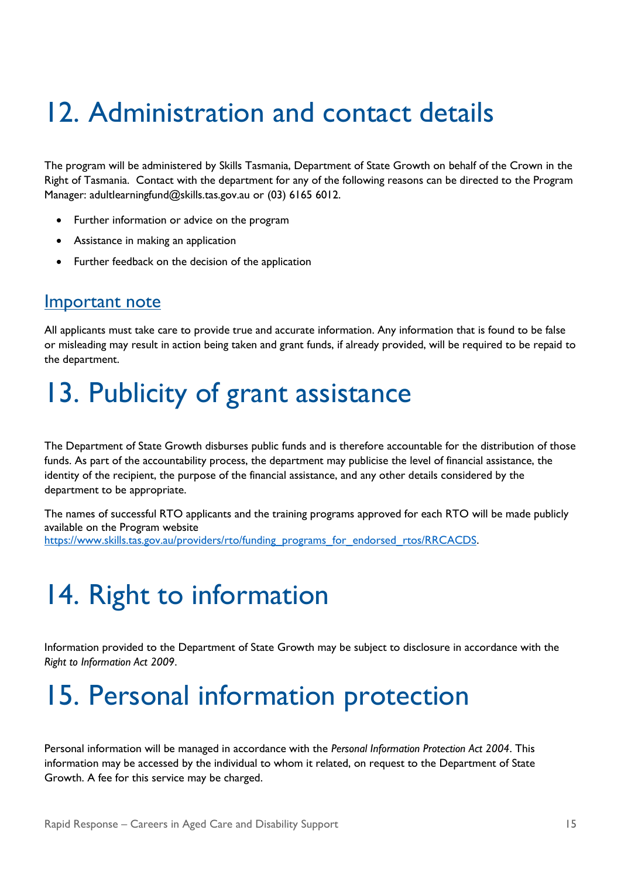# 12. Administration and contact details

The program will be administered by Skills Tasmania, Department of State Growth on behalf of the Crown in the Right of Tasmania. Contact with the department for any of the following reasons can be directed to the Program Manager: adultlearningfund@skills.tas.gov.au or (03) 6165 6012.

- Further information or advice on the program
- Assistance in making an application
- Further feedback on the decision of the application

## Important note

All applicants must take care to provide true and accurate information. Any information that is found to be false or misleading may result in action being taken and grant funds, if already provided, will be required to be repaid to the department.

# 13. Publicity of grant assistance

The Department of State Growth disburses public funds and is therefore accountable for the distribution of those funds. As part of the accountability process, the department may publicise the level of financial assistance, the identity of the recipient, the purpose of the financial assistance, and any other details considered by the department to be appropriate.

The names of successful RTO applicants and the training programs approved for each RTO will be made publicly available on the Program website https://www.skills.tas.gov.au/providers/rto/funding_programs_for_endorsed_rtos/RRCACDS.

# 14. Right to information

Information provided to the Department of State Growth may be subject to disclosure in accordance with the *Right to Information Act 2009*.

# 15. Personal information protection

Personal information will be managed in accordance with the *Personal Information Protection Act 2004*. This information may be accessed by the individual to whom it related, on request to the Department of State Growth. A fee for this service may be charged.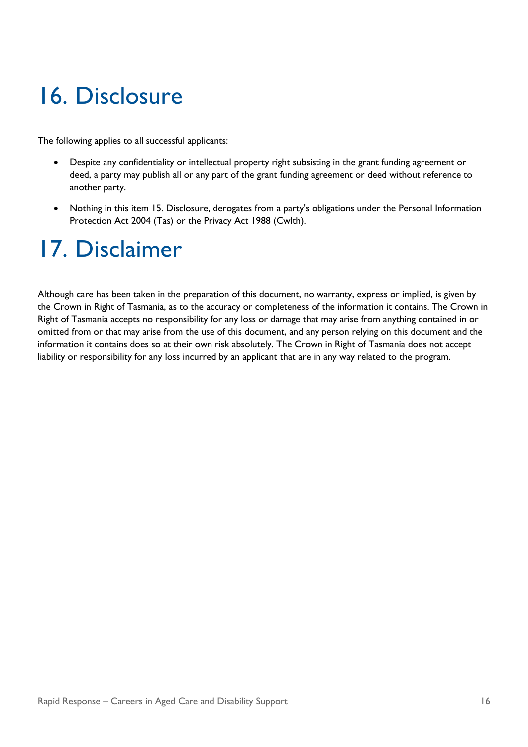# 16. Disclosure

The following applies to all successful applicants:

- Despite any confidentiality or intellectual property right subsisting in the grant funding agreement or deed, a party may publish all or any part of the grant funding agreement or deed without reference to another party.
- Nothing in this item 15. Disclosure, derogates from a party's obligations under the Personal Information Protection Act 2004 (Tas) or the Privacy Act 1988 (Cwlth).

# 17. Disclaimer

Although care has been taken in the preparation of this document, no warranty, express or implied, is given by the Crown in Right of Tasmania, as to the accuracy or completeness of the information it contains. The Crown in Right of Tasmania accepts no responsibility for any loss or damage that may arise from anything contained in or omitted from or that may arise from the use of this document, and any person relying on this document and the information it contains does so at their own risk absolutely. The Crown in Right of Tasmania does not accept liability or responsibility for any loss incurred by an applicant that are in any way related to the program.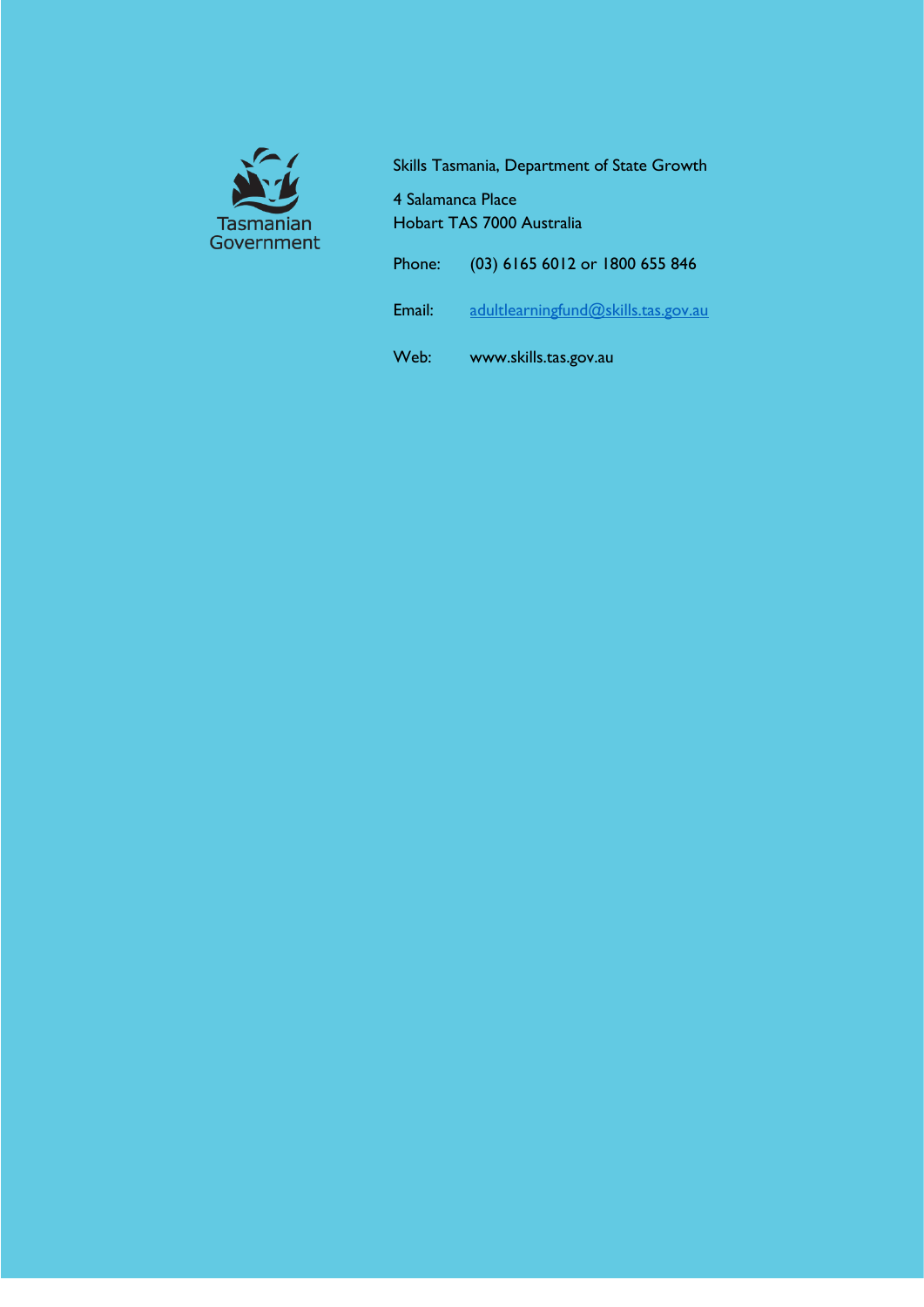Tasmanian Government

Skills Tasmania, Department of State Growth

4 Salamanca Place
Hobart TAS 7000 Australia

Phone: (03) 6165 6012 or 1800 655 846

Email: adultlearningfund@skills.tas.gov.au

Web: www.skills.tas.gov.au